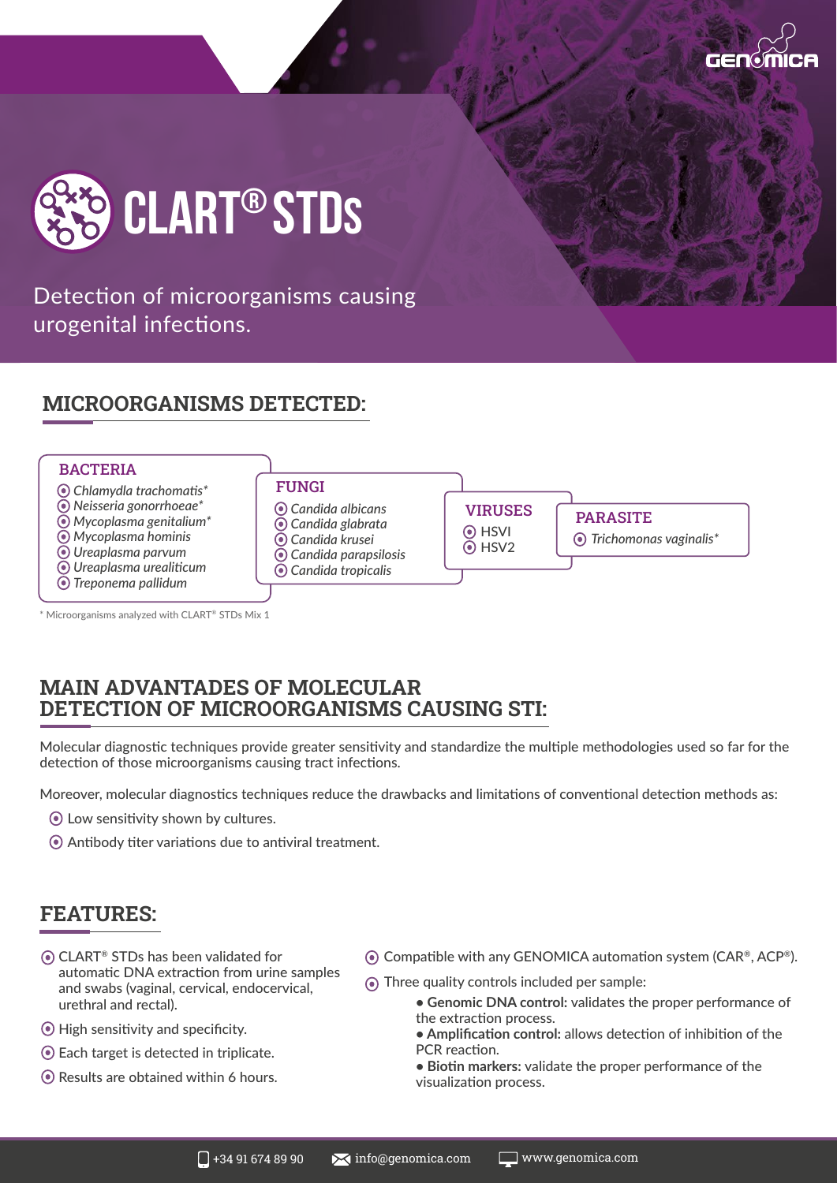GENOMICA

# CLART® STDs

Detection of microorganisms causing urogenital infections.

## MICROORGANISMS DETECTED:

### BACTERIA

- *Chlamydia trachomatis**
- *Neisseria gonorrhoeae**
- *Mycoplasma genitalium**
- *Mycoplasma hominis*
- *Ureaplasma parvum*
- *Ureaplasma urealiticum*
- *Treponema pallidum*

### FUNGI

- *Candida albicans*
- *Candida glabrata*
- *Candida krusei*
- *Candida parapsilosis*
- *Candida tropicalis*

### VIRUSES

- HSVI
- HSV2

### PARASITE

- *Trichomonas vaginalis**

\* Microorganisms analyzed with CLART® STDs Mix 1

## MAIN ADVANTADES OF MOLECULAR DETECTION OF MICROORGANISMS CAUSING STI:

Molecular diagnostic techniques provide greater sensitivity and standardize the multiple methodologies used so far for the detection of those microorganisms causing tract infections.

Moreover, molecular diagnostics techniques reduce the drawbacks and limitations of conventional detection methods as:

- Low sensitivity shown by cultures.
- Antibody titer variations due to antiviral treatment.

## FEATURES:

- CLART® STDs has been validated for automatic DNA extraction from urine samples and swabs (vaginal, cervical, endocervical, urethral and rectal).
- High sensitivity and specificity.
- Each target is detected in triplicate.
- Results are obtained within 6 hours.
- Compatible with any GENOMICA automation system (CAR®, ACP®).
- Three quality controls included per sample:
  - **Genomic DNA control:** validates the proper performance of the extraction process.
  - **Amplification control:** allows detection of inhibition of the PCR reaction.
  - **Biotin markers:** validate the proper performance of the visualization process.

+34 91 674 89 90 info@genomica.com www.genomica.com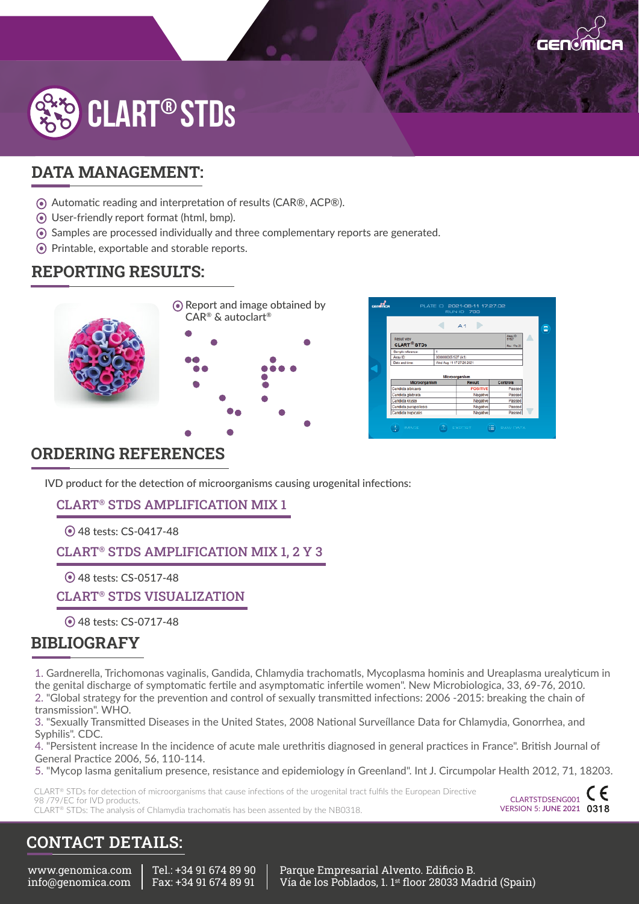# CLART® STDs

## DATA MANAGEMENT:

- Automatic reading and interpretation of results (CAR®, ACP®).
- User-friendly report format (html, bmp).
- Samples are processed individually and three complementary reports are generated.
- Printable, exportable and storable reports.

## REPORTING RESULTS:

- Report and image obtained by CAR® & autoclart®

## ORDERING REFERENCES

IVD product for the detection of microorganisms causing urogenital infections:

### CLART® STDS AMPLIFICATION MIX 1

- 48 tests: CS-0417-48

### CLART® STDS AMPLIFICATION MIX 1, 2 Y 3

- 48 tests: CS-0517-48

### CLART® STDS VISUALIZATION

- 48 tests: CS-0717-48

## BIBLIOGRAFY

1. Gardnerella, Trichomonas vaginalis, Gandida, Chlamydia trachomatls, Mycoplasma hominis and Ureaplasma urealyticum in the genital discharge of symptomatic fertile and asymptomatic infertile women". New Microbiologica, 33, 69-76, 2010.
2. "Global strategy for the prevention and control of sexually transmitted infections: 2006 -2015: breaking the chain of transmission". WHO.
3. "Sexually Transmitted Diseases in the United States, 2008 National Surveíllance Data for Chlamydia, Gonorrhea, and Syphilis". CDC.
4. "Persistent increase In the incidence of acute male urethritis diagnosed in general practices in France". British Journal of General Practice 2006, 56, 110-114.
5. "Mycop lasma genitalium presence, resistance and epidemiology ín Greenland". Int J. Circumpolar Health 2012, 71, 18203.

CLART® STDs for detection of microorganisms that cause infections of the urogenital tract fulfils the European Directive 98 /79/EC for IVD products.
CLART® STDs: The analysis of Chlamydia trachomatis has been assented by the NB0318.

CLARTSTDSENG001
VERSION 5: JUNE 2021

CE 0318

## CONTACT DETAILS:

www.genomica.com
info@genomica.com

Tel.: +34 91 674 89 90
Fax: +34 91 674 89 91

Parque Empresarial Alvento. Edificio B.
Vía de los Poblados, 1. 1st floor 28033 Madrid (Spain)